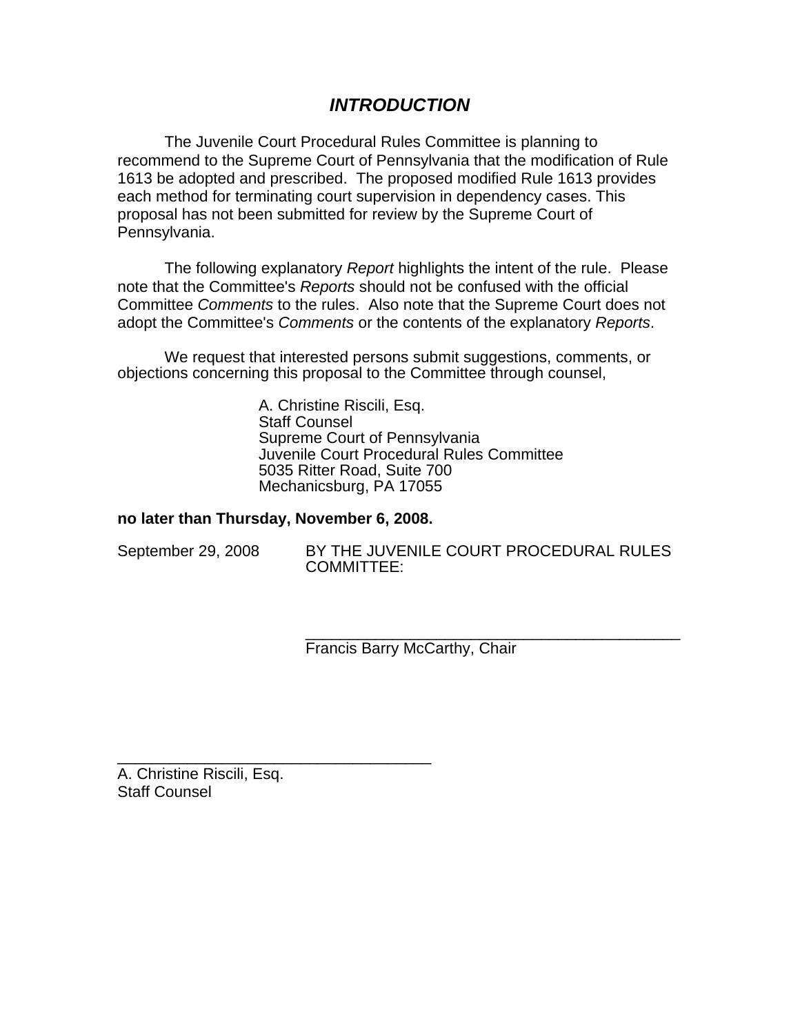# *INTRODUCTION*

The Juvenile Court Procedural Rules Committee is planning to recommend to the Supreme Court of Pennsylvania that the modification of Rule 1613 be adopted and prescribed. The proposed modified Rule 1613 provides each method for terminating court supervision in dependency cases. This proposal has not been submitted for review by the Supreme Court of Pennsylvania.

The following explanatory *Report* highlights the intent of the rule. Please note that the Committee's *Reports* should not be confused with the official Committee *Comments* to the rules. Also note that the Supreme Court does not adopt the Committee's *Comments* or the contents of the explanatory *Reports*.

We request that interested persons submit suggestions, comments, or objections concerning this proposal to the Committee through counsel,

A. Christine Riscili, Esq.
Staff Counsel
Supreme Court of Pennsylvania
Juvenile Court Procedural Rules Committee
5035 Ritter Road, Suite 700
Mechanicsburg, PA 17055

**no later than Thursday, November 6, 2008.**

September 29, 2008 BY THE JUVENILE COURT PROCEDURAL RULES COMMITTEE:

\_\_\_\_\_\_\_\_\_\_\_\_\_\_\_\_\_\_\_\_\_\_\_\_\_\_\_\_\_\_\_\_\_\_\_\_\_\_\_\_\_\_\_\_
Francis Barry McCarthy, Chair

\_\_\_\_\_\_\_\_\_\_\_\_\_\_\_\_\_\_\_\_\_\_\_\_\_\_\_\_\_\_\_\_\_\_\_\_\_\_
A. Christine Riscili, Esq.
Staff Counsel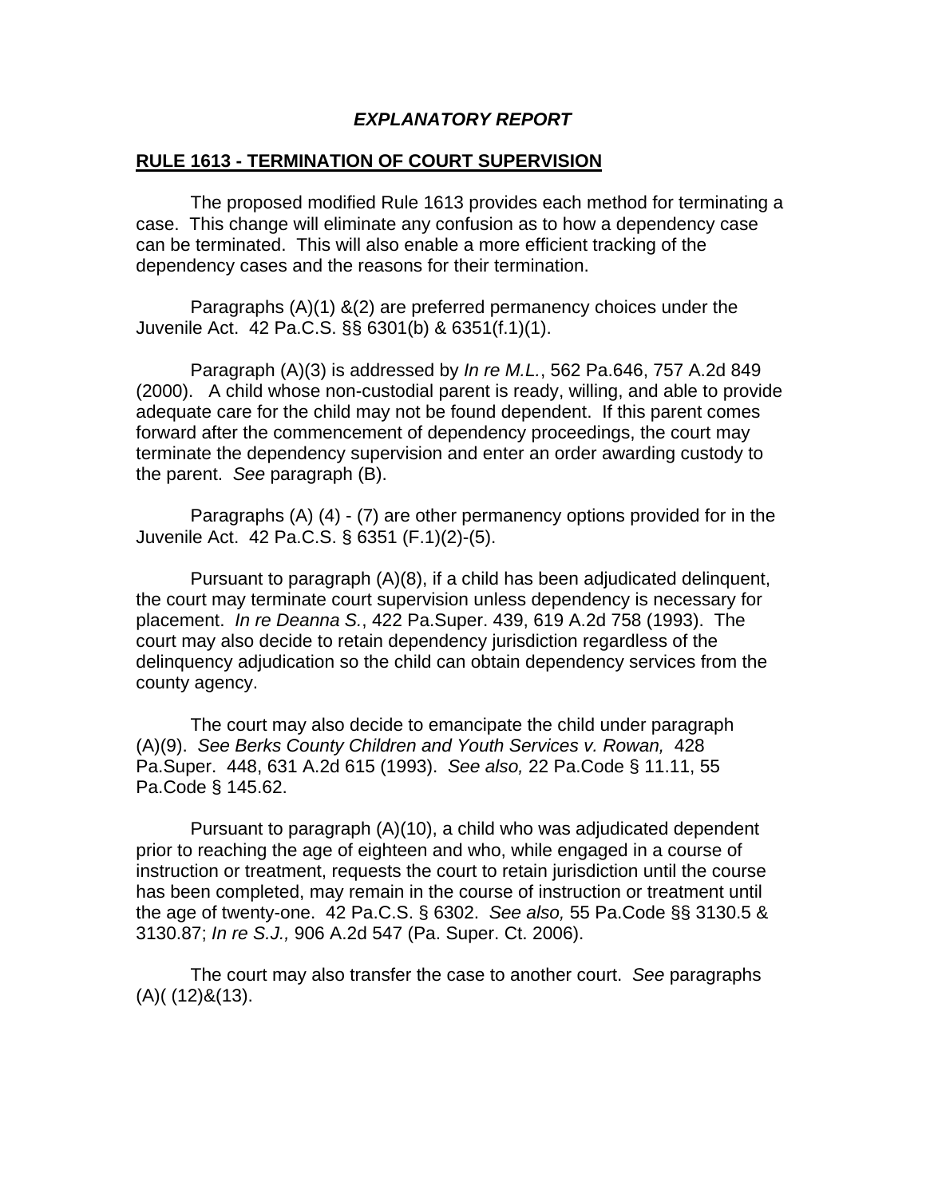## *EXPLANATORY REPORT*

**RULE 1613 - TERMINATION OF COURT SUPERVISION**

The proposed modified Rule 1613 provides each method for terminating a case. This change will eliminate any confusion as to how a dependency case can be terminated. This will also enable a more efficient tracking of the dependency cases and the reasons for their termination.

Paragraphs (A)(1) &(2) are preferred permanency choices under the Juvenile Act. 42 Pa.C.S. §§ 6301(b) & 6351(f.1)(1).

Paragraph (A)(3) is addressed by *In re M.L.*, 562 Pa.646, 757 A.2d 849 (2000). A child whose non-custodial parent is ready, willing, and able to provide adequate care for the child may not be found dependent. If this parent comes forward after the commencement of dependency proceedings, the court may terminate the dependency supervision and enter an order awarding custody to the parent. *See* paragraph (B).

Paragraphs (A) (4) - (7) are other permanency options provided for in the Juvenile Act. 42 Pa.C.S. § 6351 (F.1)(2)-(5).

Pursuant to paragraph (A)(8), if a child has been adjudicated delinquent, the court may terminate court supervision unless dependency is necessary for placement. *In re Deanna S.*, 422 Pa.Super. 439, 619 A.2d 758 (1993). The court may also decide to retain dependency jurisdiction regardless of the delinquency adjudication so the child can obtain dependency services from the county agency.

The court may also decide to emancipate the child under paragraph (A)(9). *See Berks County Children and Youth Services v. Rowan,* 428 Pa.Super. 448, 631 A.2d 615 (1993). *See also,* 22 Pa.Code § 11.11, 55 Pa.Code § 145.62.

Pursuant to paragraph (A)(10), a child who was adjudicated dependent prior to reaching the age of eighteen and who, while engaged in a course of instruction or treatment, requests the court to retain jurisdiction until the course has been completed, may remain in the course of instruction or treatment until the age of twenty-one. 42 Pa.C.S. § 6302. *See also,* 55 Pa.Code §§ 3130.5 & 3130.87; *In re S.J.,* 906 A.2d 547 (Pa. Super. Ct. 2006).

The court may also transfer the case to another court. *See* paragraphs (A)( (12)&(13).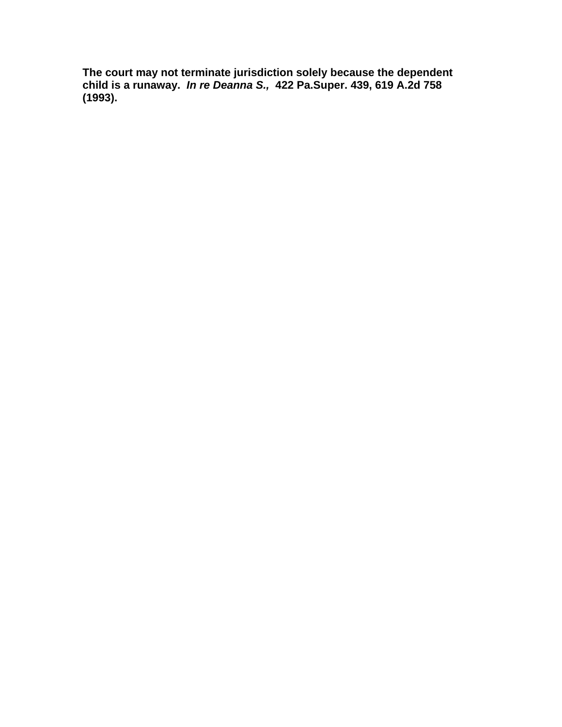**The court may not terminate jurisdiction solely because the dependent child is a runaway.** ***In re Deanna S.,*** **422 Pa.Super. 439, 619 A.2d 758 (1993).**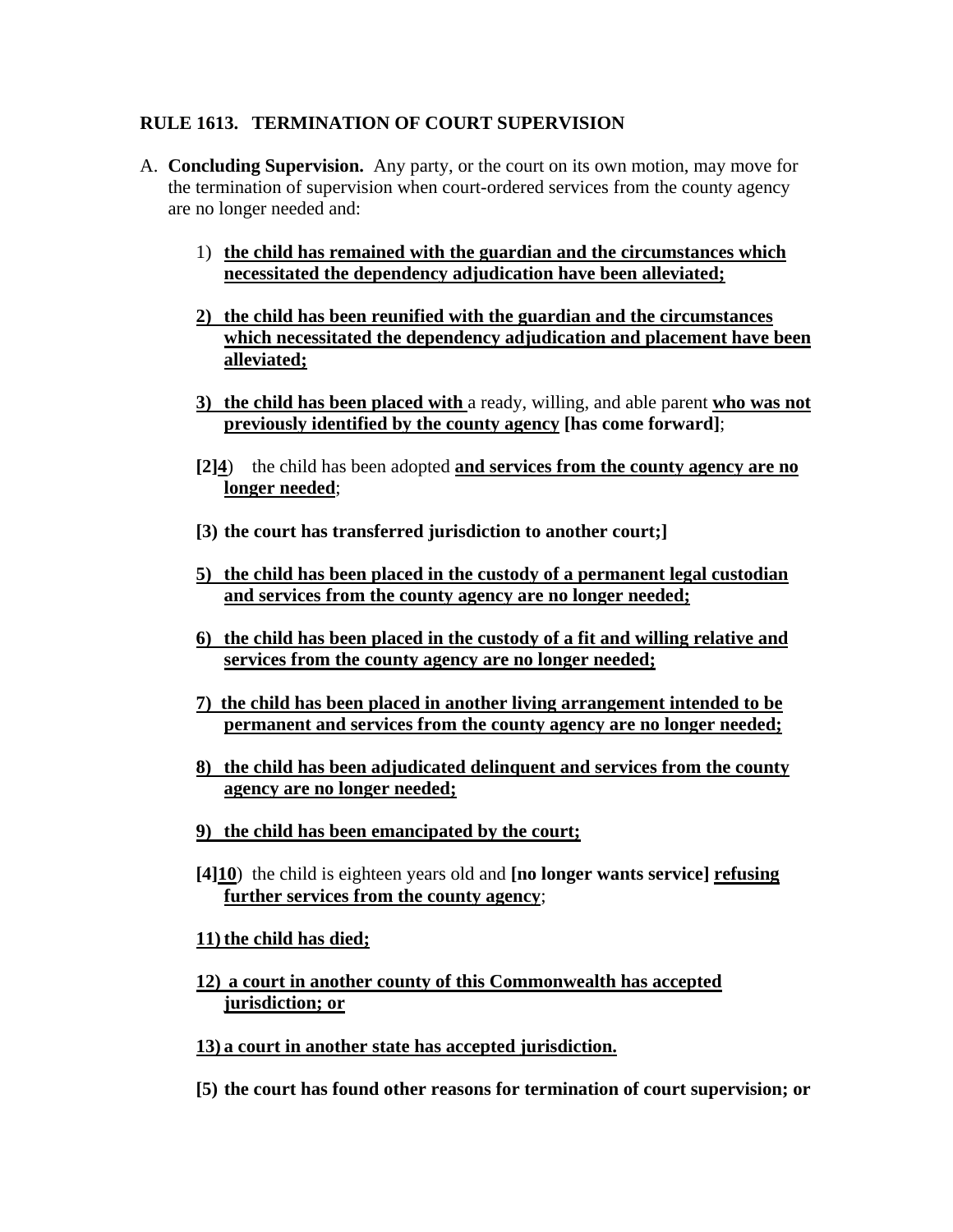**RULE 1613. TERMINATION OF COURT SUPERVISION**

A. **Concluding Supervision.** Any party, or the court on its own motion, may move for the termination of supervision when court-ordered services from the county agency are no longer needed and:

1) **the child has remained with the guardian and the circumstances which necessitated the dependency adjudication have been alleviated;**

**2) the child has been reunified with the guardian and the circumstances which necessitated the dependency adjudication and placement have been alleviated;**

**3) the child has been placed with** a ready, willing, and able parent **who was not previously identified by the county agency [has come forward]**;

**[2]4**) the child has been adopted **and services from the county agency are no longer needed**;

**[3) the court has transferred jurisdiction to another court;]**

**5) the child has been placed in the custody of a permanent legal custodian and services from the county agency are no longer needed;**

**6) the child has been placed in the custody of a fit and willing relative and services from the county agency are no longer needed;**

**7) the child has been placed in another living arrangement intended to be permanent and services from the county agency are no longer needed;**

**8) the child has been adjudicated delinquent and services from the county agency are no longer needed;**

**9) the child has been emancipated by the court;**

**[4]10**) the child is eighteen years old and **[no longer wants service] refusing further services from the county agency**;

**11) the child has died;**

**12) a court in another county of this Commonwealth has accepted jurisdiction; or**

**13) a court in another state has accepted jurisdiction.**

**[5) the court has found other reasons for termination of court supervision; or**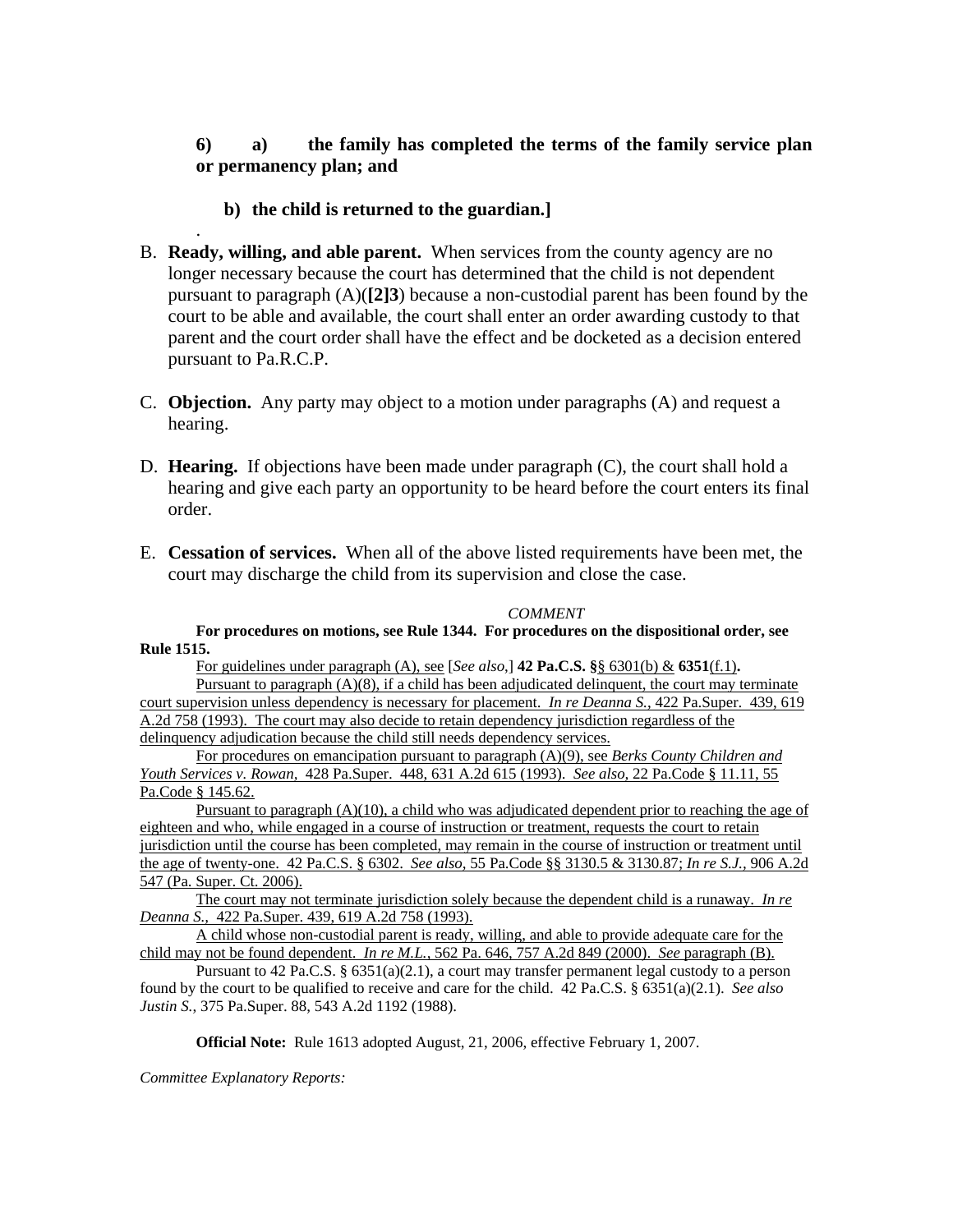**6) a) the family has completed the terms of the family service plan or permanency plan; and**

**b) the child is returned to the guardian.]**

.

B. **Ready, willing, and able parent.** When services from the county agency are no longer necessary because the court has determined that the child is not dependent pursuant to paragraph (A)(**[2]3**) because a non-custodial parent has been found by the court to be able and available, the court shall enter an order awarding custody to that parent and the court order shall have the effect and be docketed as a decision entered pursuant to Pa.R.C.P.

C. **Objection.** Any party may object to a motion under paragraphs (A) and request a hearing.

D. **Hearing.** If objections have been made under paragraph (C), the court shall hold a hearing and give each party an opportunity to be heard before the court enters its final order.

E. **Cessation of services.** When all of the above listed requirements have been met, the court may discharge the child from its supervision and close the case.

*COMMENT*

**For procedures on motions, see Rule 1344. For procedures on the dispositional order, see Rule 1515.**

For guidelines under paragraph (A), see [*See also,*] **42 Pa.C.S. §**§ 6301(b) & **6351**(f.1)**.**

Pursuant to paragraph (A)(8), if a child has been adjudicated delinquent, the court may terminate court supervision unless dependency is necessary for placement. *In re Deanna S.*, 422 Pa.Super. 439, 619 A.2d 758 (1993). The court may also decide to retain dependency jurisdiction regardless of the delinquency adjudication because the child still needs dependency services.

For procedures on emancipation pursuant to paragraph (A)(9), see *Berks County Children and Youth Services v. Rowan,* 428 Pa.Super. 448, 631 A.2d 615 (1993). *See also,* 22 Pa.Code § 11.11, 55 Pa.Code § 145.62.

Pursuant to paragraph (A)(10), a child who was adjudicated dependent prior to reaching the age of eighteen and who, while engaged in a course of instruction or treatment, requests the court to retain jurisdiction until the course has been completed, may remain in the course of instruction or treatment until the age of twenty-one. 42 Pa.C.S. § 6302. *See also,* 55 Pa.Code §§ 3130.5 & 3130.87; *In re S.J.,* 906 A.2d 547 (Pa. Super. Ct. 2006).

The court may not terminate jurisdiction solely because the dependent child is a runaway. *In re Deanna S.,* 422 Pa.Super. 439, 619 A.2d 758 (1993).

A child whose non-custodial parent is ready, willing, and able to provide adequate care for the child may not be found dependent. *In re M.L.*, 562 Pa. 646, 757 A.2d 849 (2000). *See* paragraph (B).

Pursuant to 42 Pa.C.S. § 6351(a)(2.1), a court may transfer permanent legal custody to a person found by the court to be qualified to receive and care for the child. 42 Pa.C.S. § 6351(a)(2.1). *See also Justin S.*, 375 Pa.Super. 88, 543 A.2d 1192 (1988).

**Official Note:** Rule 1613 adopted August, 21, 2006, effective February 1, 2007.

*Committee Explanatory Reports:*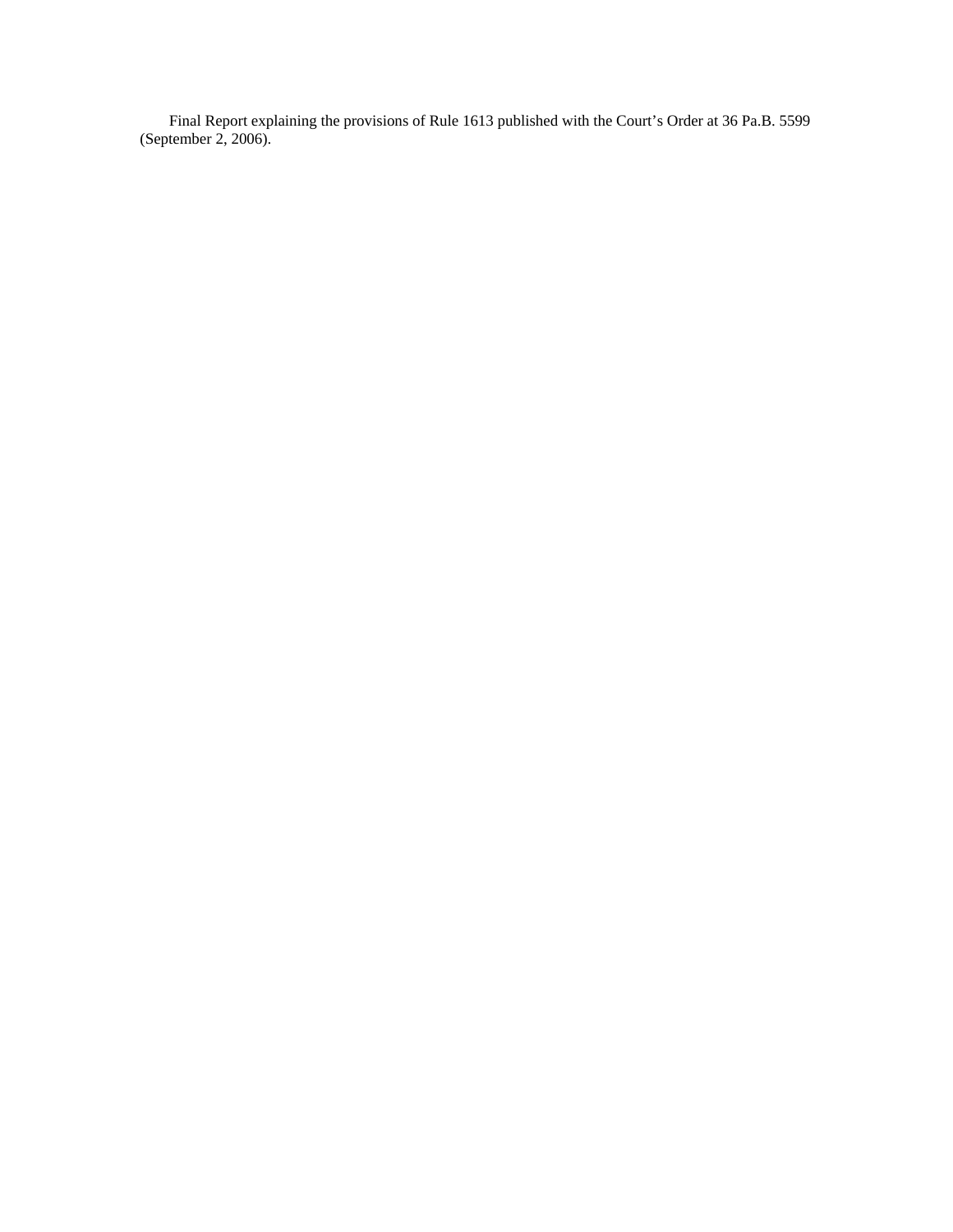Final Report explaining the provisions of Rule 1613 published with the Court's Order at 36 Pa.B. 5599 (September 2, 2006).